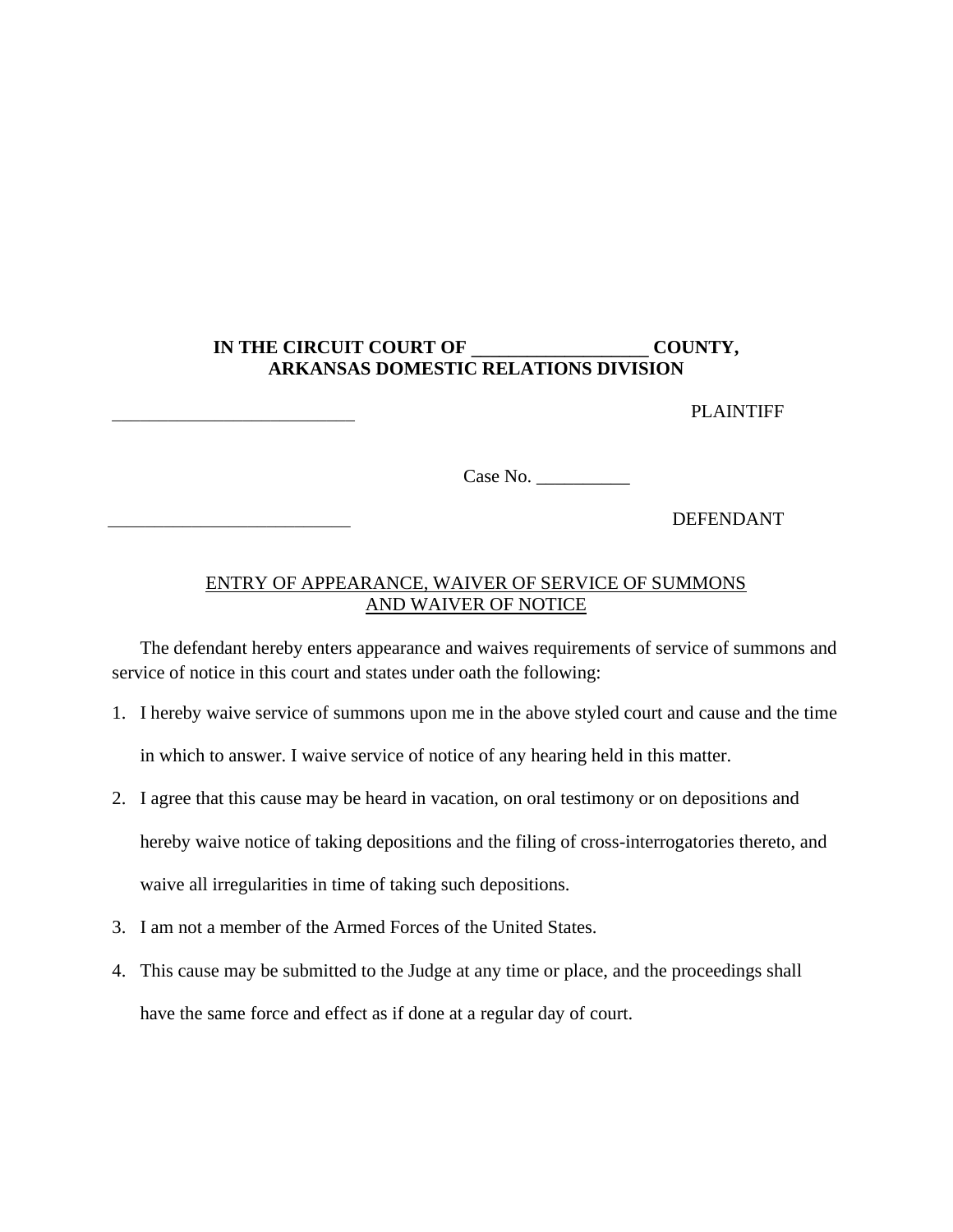**IN THE CIRCUIT COURT OF ___________________ COUNTY,**
**ARKANSAS DOMESTIC RELATIONS DIVISION**

__________________________ PLAINTIFF

Case No. __________

__________________________ DEFENDANT

ENTRY OF APPEARANCE, WAIVER OF SERVICE OF SUMMONS AND WAIVER OF NOTICE

The defendant hereby enters appearance and waives requirements of service of summons and service of notice in this court and states under oath the following:

1. I hereby waive service of summons upon me in the above styled court and cause and the time in which to answer. I waive service of notice of any hearing held in this matter.
2. I agree that this cause may be heard in vacation, on oral testimony or on depositions and hereby waive notice of taking depositions and the filing of cross-interrogatories thereto, and waive all irregularities in time of taking such depositions.
3. I am not a member of the Armed Forces of the United States.
4. This cause may be submitted to the Judge at any time or place, and the proceedings shall have the same force and effect as if done at a regular day of court.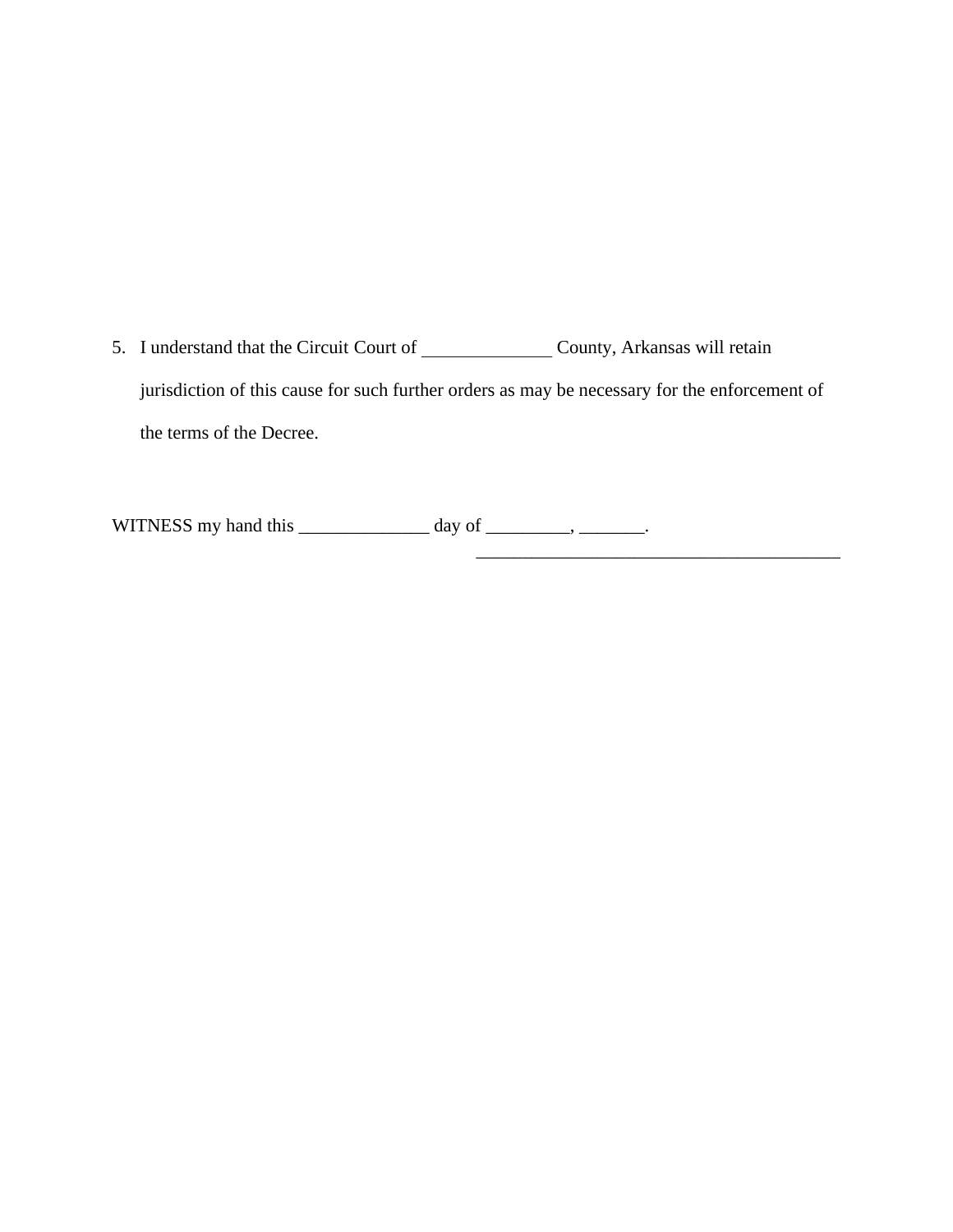5. I understand that the Circuit Court of ______________ County, Arkansas will retain jurisdiction of this cause for such further orders as may be necessary for the enforcement of the terms of the Decree.

WITNESS my hand this ______________ day of _________, _______.

________________________________________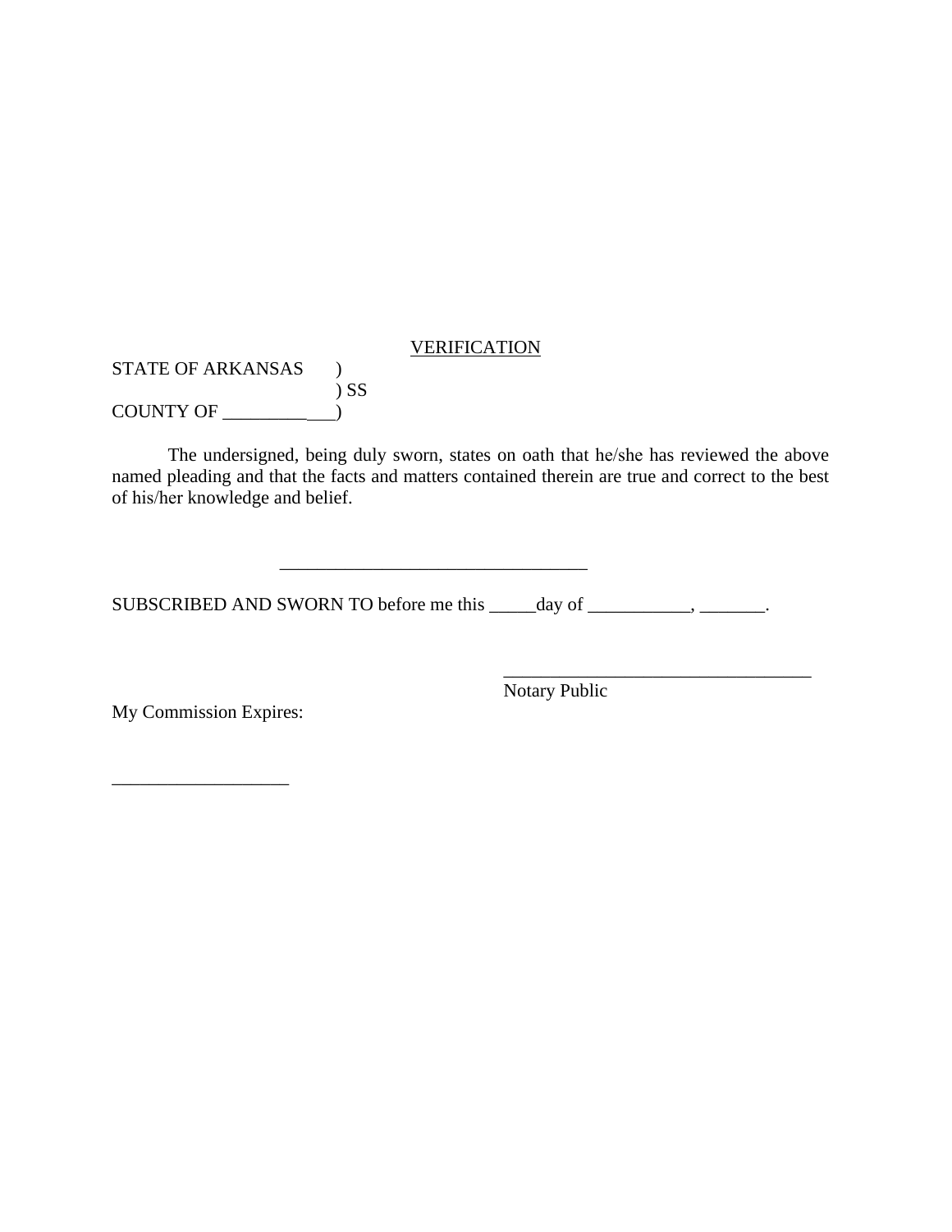<u>VERIFICATION</u>

STATE OF ARKANSAS )
) SS
COUNTY OF _________ )

The undersigned, being duly sworn, states on oath that he/she has reviewed the above named pleading and that the facts and matters contained therein are true and correct to the best of his/her knowledge and belief.

_________________________________

SUBSCRIBED AND SWORN TO before me this _____day of ___________, _______.

_________________________________
Notary Public

My Commission Expires:

___________________